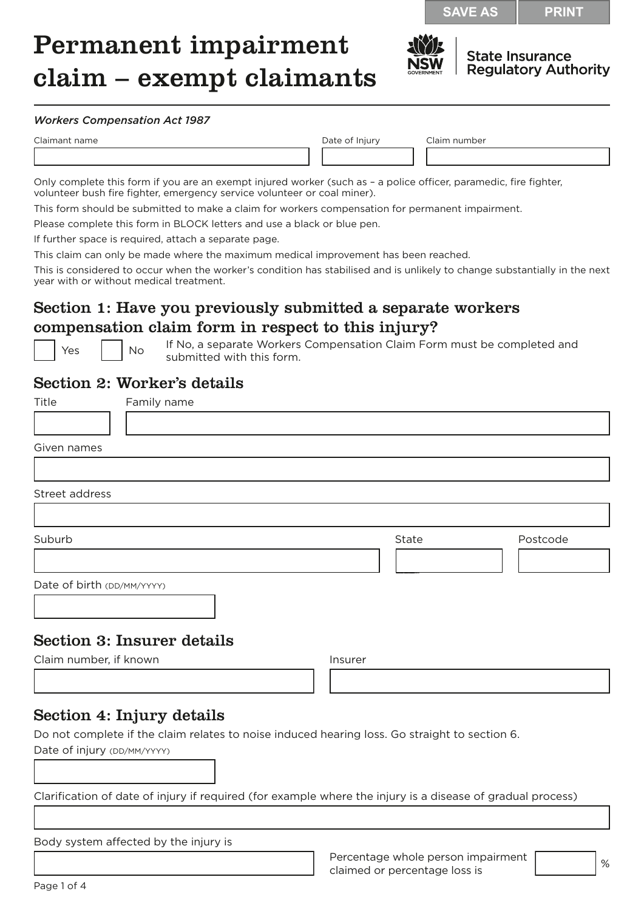# Permanent impairment claim – exempt claimants

NSW Government | State Insurance Regulatory Authority

*Workers Compensation Act 1987*

| Claimant name | Date of Injury | Claim number |
| --- | --- | --- |
| | | |

Only complete this form if you are an exempt injured worker (such as – a police officer, paramedic, fire fighter, volunteer bush fire fighter, emergency service volunteer or coal miner).

This form should be submitted to make a claim for workers compensation for permanent impairment.

Please complete this form in BLOCK letters and use a black or blue pen.

If further space is required, attach a separate page.

This claim can only be made where the maximum medical improvement has been reached.

This is considered to occur when the worker's condition has stabilised and is unlikely to change substantially in the next year with or without medical treatment.

## Section 1: Have you previously submitted a separate workers compensation claim form in respect to this injury?

☐ Yes ☐ No

If No, a separate Workers Compensation Claim Form must be completed and submitted with this form.

## Section 2: Worker's details

| Title | Family name |
| --- | --- |
| | |

Given names

Street address

| Suburb | State | Postcode |
| --- | --- | --- |
| | | |

Date of birth (DD/MM/YYYY)

## Section 3: Insurer details

| Claim number, if known | Insurer |
| --- | --- |
| | |

## Section 4: Injury details

Do not complete if the claim relates to noise induced hearing loss. Go straight to section 6.

Date of injury (DD/MM/YYYY)

Clarification of date of injury if required (for example where the injury is a disease of gradual process)

Body system affected by the injury is

Percentage whole person impairment claimed or percentage loss is ____ %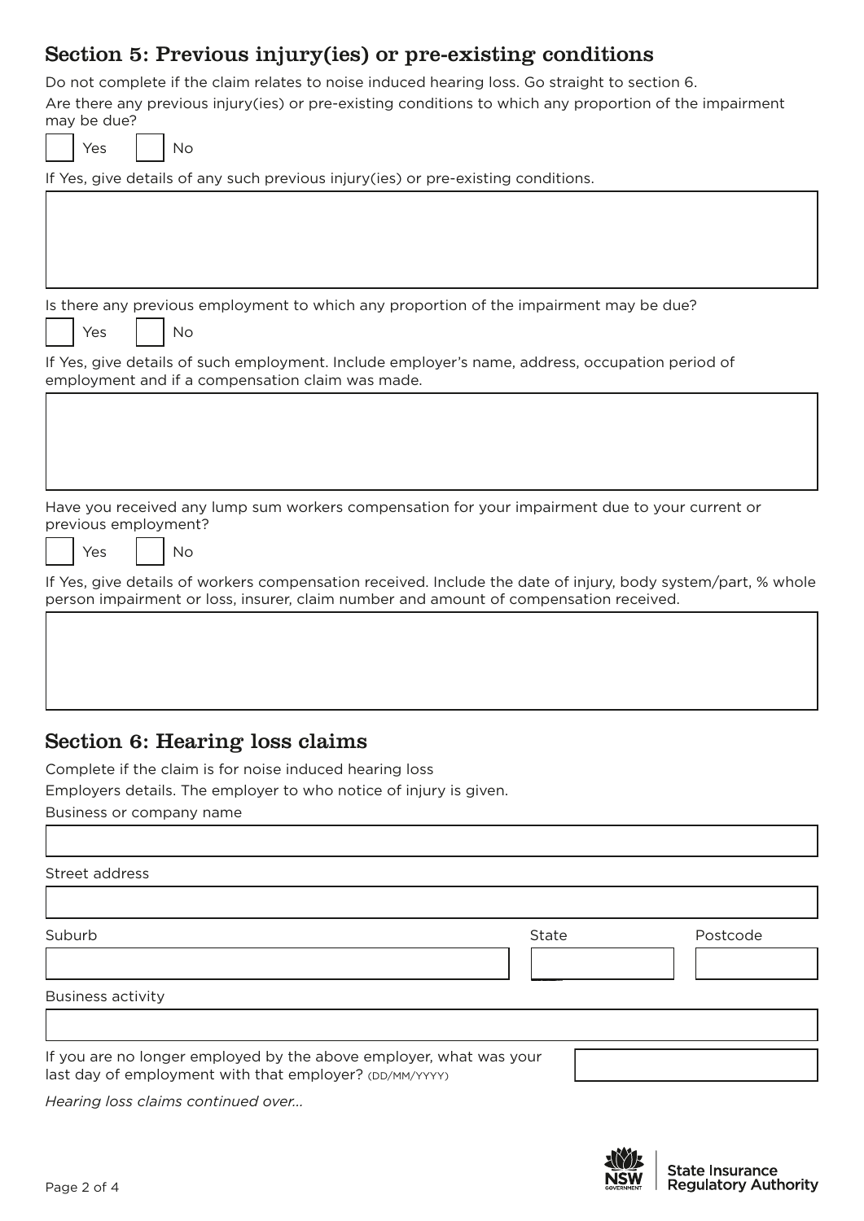## Section 5: Previous injury(ies) or pre-existing conditions

Do not complete if the claim relates to noise induced hearing loss. Go straight to section 6.

Are there any previous injury(ies) or pre-existing conditions to which any proportion of the impairment may be due?

☐ Yes ☐ No

If Yes, give details of any such previous injury(ies) or pre-existing conditions.

Is there any previous employment to which any proportion of the impairment may be due?

☐ Yes ☐ No

If Yes, give details of such employment. Include employer's name, address, occupation period of employment and if a compensation claim was made.

Have you received any lump sum workers compensation for your impairment due to your current or previous employment?

☐ Yes ☐ No

If Yes, give details of workers compensation received. Include the date of injury, body system/part, % whole person impairment or loss, insurer, claim number and amount of compensation received.

## Section 6: Hearing loss claims

Complete if the claim is for noise induced hearing loss

Employers details. The employer to who notice of injury is given.

Business or company name

Street address

Suburb

State

Postcode

Business activity

If you are no longer employed by the above employer, what was your last day of employment with that employer? (DD/MM/YYYY)

*Hearing loss claims continued over...*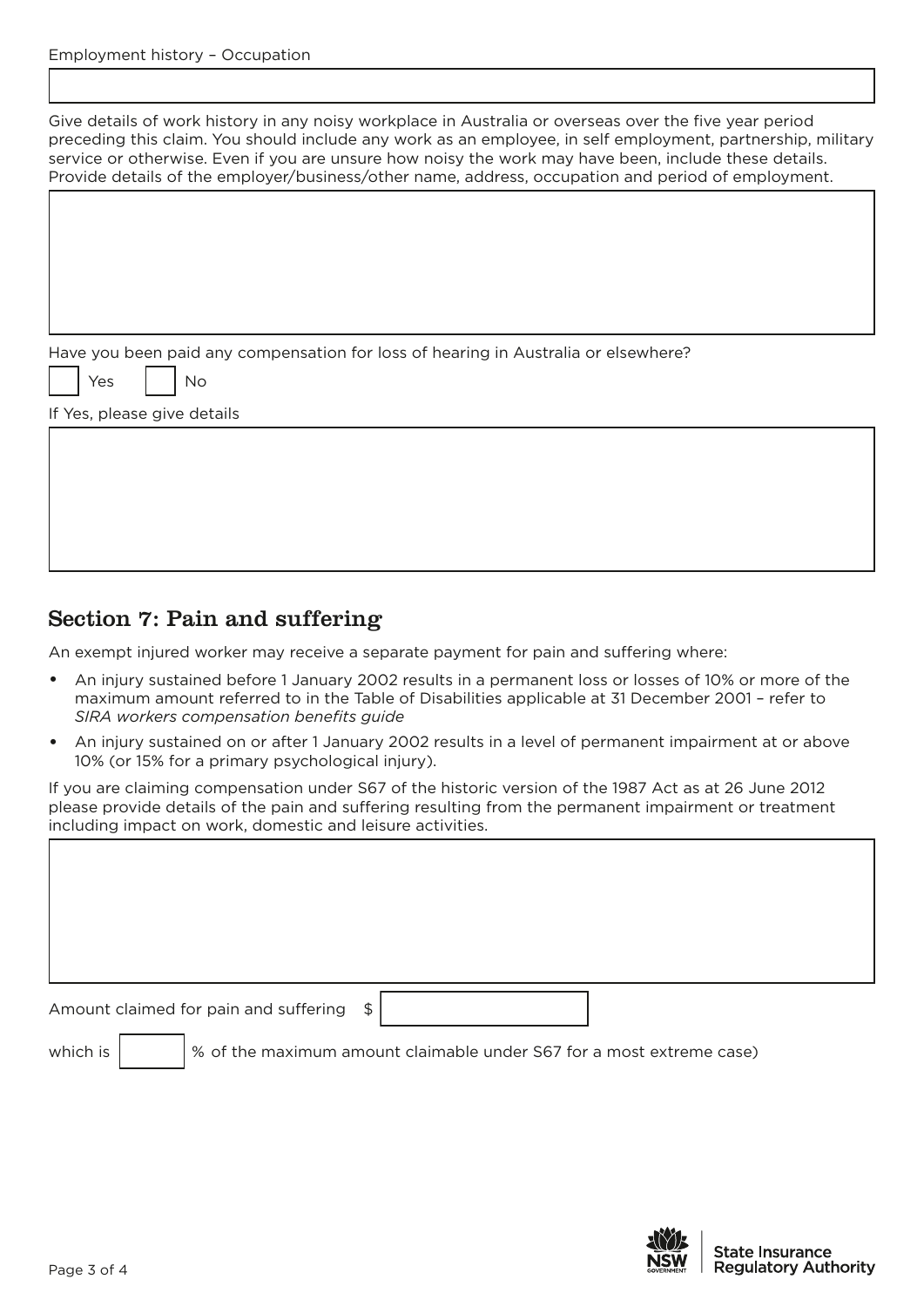Employment history – Occupation

Give details of work history in any noisy workplace in Australia or overseas over the five year period preceding this claim. You should include any work as an employee, in self employment, partnership, military service or otherwise. Even if you are unsure how noisy the work may have been, include these details. Provide details of the employer/business/other name, address, occupation and period of employment.

Have you been paid any compensation for loss of hearing in Australia or elsewhere?

☐ Yes ☐ No

If Yes, please give details

## Section 7: Pain and suffering

An exempt injured worker may receive a separate payment for pain and suffering where:

- An injury sustained before 1 January 2002 results in a permanent loss or losses of 10% or more of the maximum amount referred to in the Table of Disabilities applicable at 31 December 2001 – refer to *SIRA workers compensation benefits guide*
- An injury sustained on or after 1 January 2002 results in a level of permanent impairment at or above 10% (or 15% for a primary psychological injury).

If you are claiming compensation under S67 of the historic version of the 1987 Act as at 26 June 2012 please provide details of the pain and suffering resulting from the permanent impairment or treatment including impact on work, domestic and leisure activities.

Amount claimed for pain and suffering $

which is % of the maximum amount claimable under S67 for a most extreme case)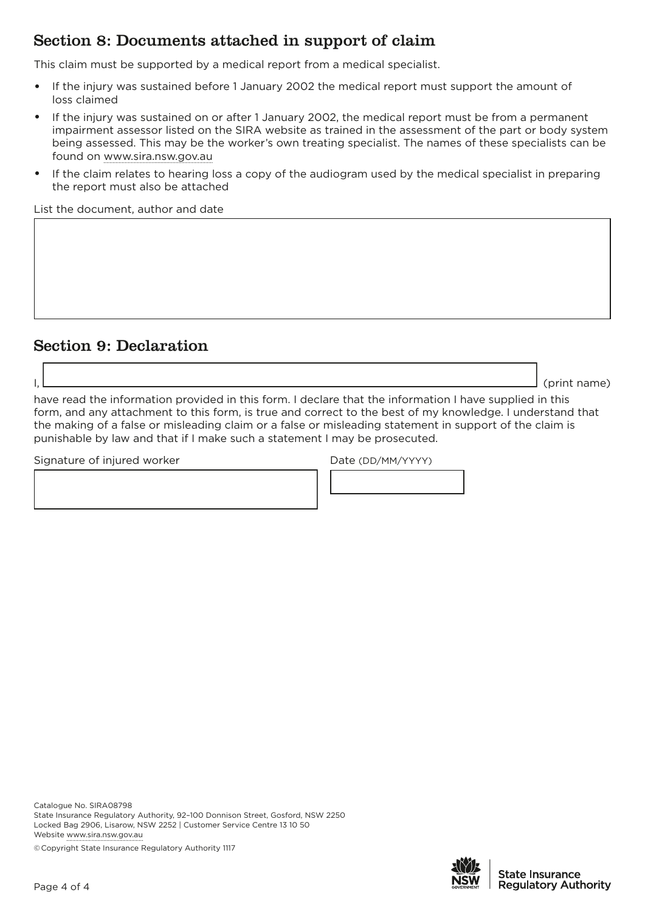## Section 8: Documents attached in support of claim

This claim must be supported by a medical report from a medical specialist.

- If the injury was sustained before 1 January 2002 the medical report must support the amount of loss claimed
- If the injury was sustained on or after 1 January 2002, the medical report must be from a permanent impairment assessor listed on the SIRA website as trained in the assessment of the part or body system being assessed. This may be the worker's own treating specialist. The names of these specialists can be found on www.sira.nsw.gov.au
- If the claim relates to hearing loss a copy of the audiogram used by the medical specialist in preparing the report must also be attached

List the document, author and date

## Section 9: Declaration

I, ______________________ (print name)

have read the information provided in this form. I declare that the information I have supplied in this form, and any attachment to this form, is true and correct to the best of my knowledge. I understand that the making of a false or misleading claim or a false or misleading statement in support of the claim is punishable by law and that if I make such a statement I may be prosecuted.

Signature of injured worker

Date (DD/MM/YYYY)

Catalogue No. SIRA08798
State Insurance Regulatory Authority, 92–100 Donnison Street, Gosford, NSW 2250
Locked Bag 2906, Lisarow, NSW 2252 | Customer Service Centre 13 10 50
Website www.sira.nsw.gov.au

© Copyright State Insurance Regulatory Authority 1117

NSW Government | State Insurance Regulatory Authority